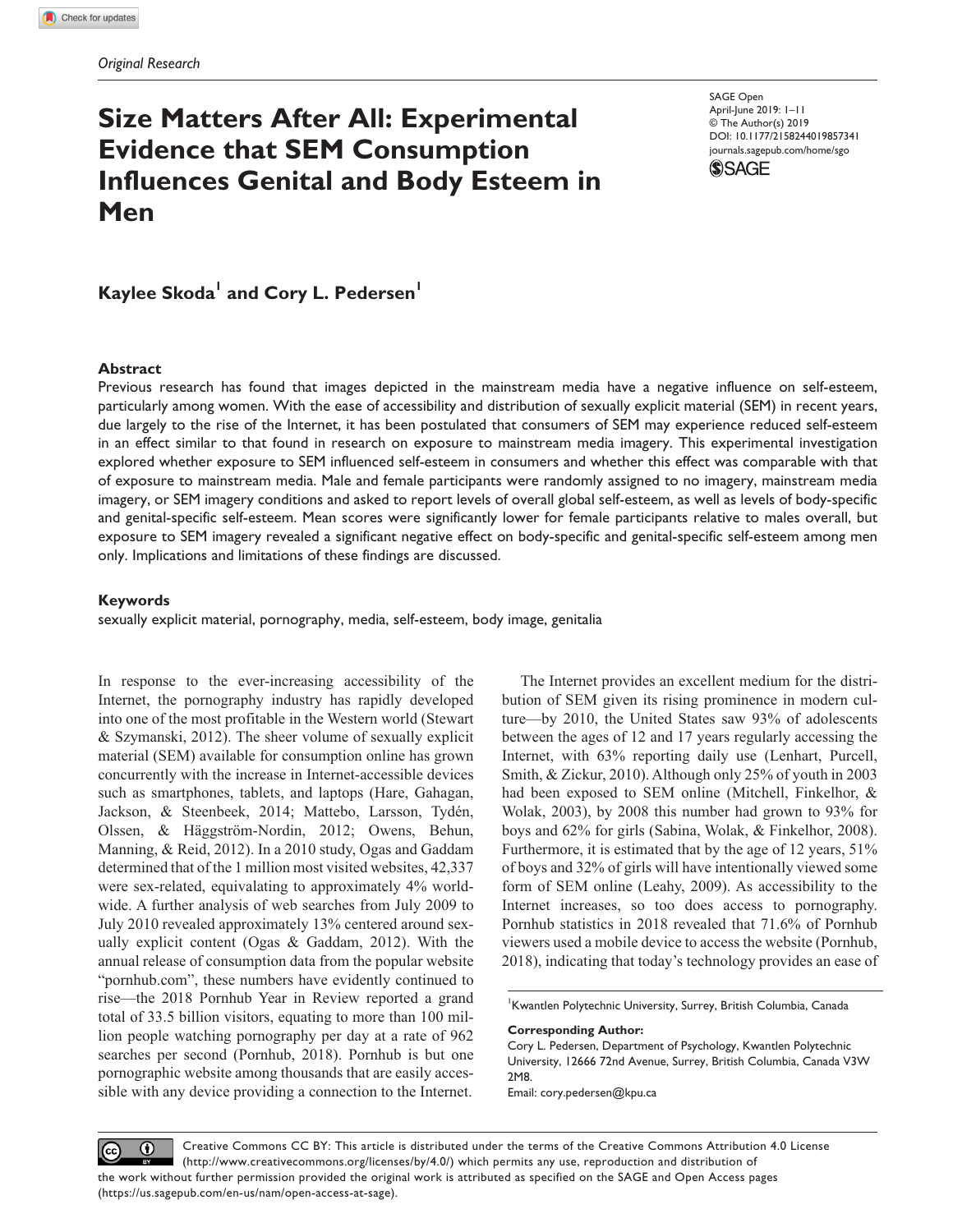*Original Research*

# Size Matters After All: Experimental Evidence that SEM Consumption Influences Genital and Body Esteem in Men

SAGE Open
April-June 2019: 1–11
© The Author(s) 2019
DOI: 10.1177/2158244019857341
journals.sagepub.com/home/sgo

**Kaylee Skoda[1] and Cory L. Pedersen[1]**

## Abstract

Previous research has found that images depicted in the mainstream media have a negative influence on self-esteem, particularly among women. With the ease of accessibility and distribution of sexually explicit material (SEM) in recent years, due largely to the rise of the Internet, it has been postulated that consumers of SEM may experience reduced self-esteem in an effect similar to that found in research on exposure to mainstream media imagery. This experimental investigation explored whether exposure to SEM influenced self-esteem in consumers and whether this effect was comparable with that of exposure to mainstream media. Male and female participants were randomly assigned to no imagery, mainstream media imagery, or SEM imagery conditions and asked to report levels of overall global self-esteem, as well as levels of body-specific and genital-specific self-esteem. Mean scores were significantly lower for female participants relative to males overall, but exposure to SEM imagery revealed a significant negative effect on body-specific and genital-specific self-esteem among men only. Implications and limitations of these findings are discussed.

## Keywords

sexually explicit material, pornography, media, self-esteem, body image, genitalia

In response to the ever-increasing accessibility of the Internet, the pornography industry has rapidly developed into one of the most profitable in the Western world (Stewart & Szymanski, 2012). The sheer volume of sexually explicit material (SEM) available for consumption online has grown concurrently with the increase in Internet-accessible devices such as smartphones, tablets, and laptops (Hare, Gahagan, Jackson, & Steenbeek, 2014; Mattebo, Larsson, Tydén, Olssen, & Häggström-Nordin, 2012; Owens, Behun, Manning, & Reid, 2012). In a 2010 study, Ogas and Gaddam determined that of the 1 million most visited websites, 42,337 were sex-related, equivalating to approximately 4% worldwide. A further analysis of web searches from July 2009 to July 2010 revealed approximately 13% centered around sexually explicit content (Ogas & Gaddam, 2012). With the annual release of consumption data from the popular website "pornhub.com", these numbers have evidently continued to rise—the 2018 Pornhub Year in Review reported a grand total of 33.5 billion visitors, equating to more than 100 million people watching pornography per day at a rate of 962 searches per second (Pornhub, 2018). Pornhub is but one pornographic website among thousands that are easily accessible with any device providing a connection to the Internet.

The Internet provides an excellent medium for the distribution of SEM given its rising prominence in modern culture—by 2010, the United States saw 93% of adolescents between the ages of 12 and 17 years regularly accessing the Internet, with 63% reporting daily use (Lenhart, Purcell, Smith, & Zickur, 2010). Although only 25% of youth in 2003 had been exposed to SEM online (Mitchell, Finkelhor, & Wolak, 2003), by 2008 this number had grown to 93% for boys and 62% for girls (Sabina, Wolak, & Finkelhor, 2008). Furthermore, it is estimated that by the age of 12 years, 51% of boys and 32% of girls will have intentionally viewed some form of SEM online (Leahy, 2009). As accessibility to the Internet increases, so too does access to pornography. Pornhub statistics in 2018 revealed that 71.6% of Pornhub viewers used a mobile device to access the website (Pornhub, 2018), indicating that today's technology provides an ease of

[1]Kwantlen Polytechnic University, Surrey, British Columbia, Canada

**Corresponding Author:**
Cory L. Pedersen, Department of Psychology, Kwantlen Polytechnic University, 12666 72nd Avenue, Surrey, British Columbia, Canada V3W 2M8.
Email: cory.pedersen@kpu.ca

Creative Commons CC BY: This article is distributed under the terms of the Creative Commons Attribution 4.0 License (http://www.creativecommons.org/licenses/by/4.0/) which permits any use, reproduction and distribution of the work without further permission provided the original work is attributed as specified on the SAGE and Open Access pages (https://us.sagepub.com/en-us/nam/open-access-at-sage).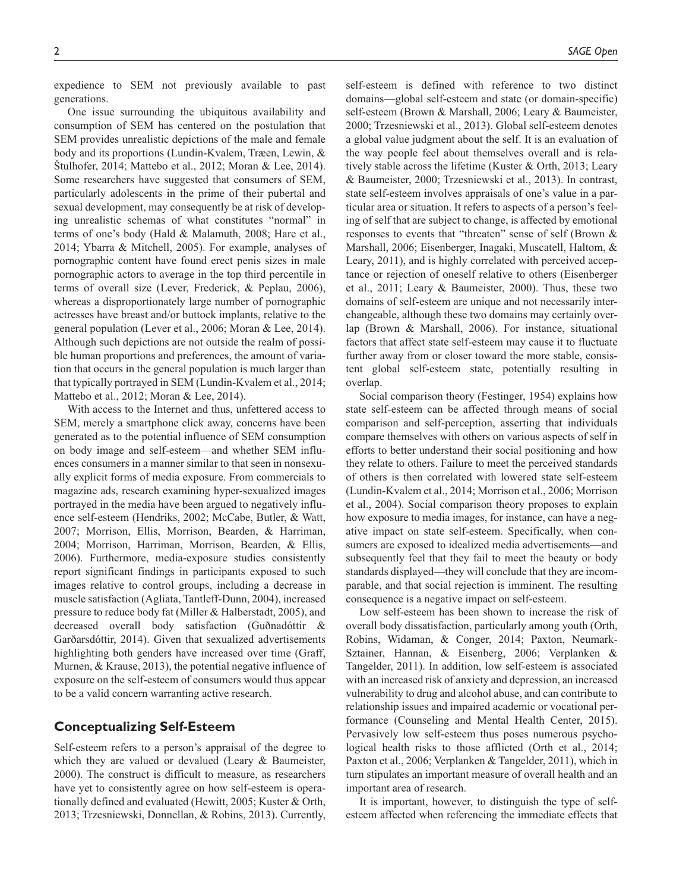expedience to SEM not previously available to past generations.

One issue surrounding the ubiquitous availability and consumption of SEM has centered on the postulation that SEM provides unrealistic depictions of the male and female body and its proportions (Lundin-Kvalem, Træen, Lewin, & Štulhofer, 2014; Mattebo et al., 2012; Moran & Lee, 2014). Some researchers have suggested that consumers of SEM, particularly adolescents in the prime of their pubertal and sexual development, may consequently be at risk of developing unrealistic schemas of what constitutes "normal" in terms of one's body (Hald & Malamuth, 2008; Hare et al., 2014; Ybarra & Mitchell, 2005). For example, analyses of pornographic content have found erect penis sizes in male pornographic actors to average in the top third percentile in terms of overall size (Lever, Frederick, & Peplau, 2006), whereas a disproportionately large number of pornographic actresses have breast and/or buttock implants, relative to the general population (Lever et al., 2006; Moran & Lee, 2014). Although such depictions are not outside the realm of possible human proportions and preferences, the amount of variation that occurs in the general population is much larger than that typically portrayed in SEM (Lundin-Kvalem et al., 2014; Mattebo et al., 2012; Moran & Lee, 2014).

With access to the Internet and thus, unfettered access to SEM, merely a smartphone click away, concerns have been generated as to the potential influence of SEM consumption on body image and self-esteem—and whether SEM influences consumers in a manner similar to that seen in nonsexually explicit forms of media exposure. From commercials to magazine ads, research examining hyper-sexualized images portrayed in the media have been argued to negatively influence self-esteem (Hendriks, 2002; McCabe, Butler, & Watt, 2007; Morrison, Ellis, Morrison, Bearden, & Harriman, 2004; Morrison, Harriman, Morrison, Bearden, & Ellis, 2006). Furthermore, media-exposure studies consistently report significant findings in participants exposed to such images relative to control groups, including a decrease in muscle satisfaction (Agliata, Tantleff-Dunn, 2004), increased pressure to reduce body fat (Miller & Halberstadt, 2005), and decreased overall body satisfaction (Guðnadóttir & Garðarsdóttir, 2014). Given that sexualized advertisements highlighting both genders have increased over time (Graff, Murnen, & Krause, 2013), the potential negative influence of exposure on the self-esteem of consumers would thus appear to be a valid concern warranting active research.

## Conceptualizing Self-Esteem

Self-esteem refers to a person's appraisal of the degree to which they are valued or devalued (Leary & Baumeister, 2000). The construct is difficult to measure, as researchers have yet to consistently agree on how self-esteem is operationally defined and evaluated (Hewitt, 2005; Kuster & Orth, 2013; Trzesniewski, Donnellan, & Robins, 2013). Currently, self-esteem is defined with reference to two distinct domains—global self-esteem and state (or domain-specific) self-esteem (Brown & Marshall, 2006; Leary & Baumeister, 2000; Trzesniewski et al., 2013). Global self-esteem denotes a global value judgment about the self. It is an evaluation of the way people feel about themselves overall and is relatively stable across the lifetime (Kuster & Orth, 2013; Leary & Baumeister, 2000; Trzesniewski et al., 2013). In contrast, state self-esteem involves appraisals of one's value in a particular area or situation. It refers to aspects of a person's feeling of self that are subject to change, is affected by emotional responses to events that "threaten" sense of self (Brown & Marshall, 2006; Eisenberger, Inagaki, Muscatell, Haltom, & Leary, 2011), and is highly correlated with perceived acceptance or rejection of oneself relative to others (Eisenberger et al., 2011; Leary & Baumeister, 2000). Thus, these two domains of self-esteem are unique and not necessarily interchangeable, although these two domains may certainly overlap (Brown & Marshall, 2006). For instance, situational factors that affect state self-esteem may cause it to fluctuate further away from or closer toward the more stable, consistent global self-esteem state, potentially resulting in overlap.

Social comparison theory (Festinger, 1954) explains how state self-esteem can be affected through means of social comparison and self-perception, asserting that individuals compare themselves with others on various aspects of self in efforts to better understand their social positioning and how they relate to others. Failure to meet the perceived standards of others is then correlated with lowered state self-esteem (Lundin-Kvalem et al., 2014; Morrison et al., 2006; Morrison et al., 2004). Social comparison theory proposes to explain how exposure to media images, for instance, can have a negative impact on state self-esteem. Specifically, when consumers are exposed to idealized media advertisements—and subsequently feel that they fail to meet the beauty or body standards displayed—they will conclude that they are incomparable, and that social rejection is imminent. The resulting consequence is a negative impact on self-esteem.

Low self-esteem has been shown to increase the risk of overall body dissatisfaction, particularly among youth (Orth, Robins, Widaman, & Conger, 2014; Paxton, Neumark-Sztainer, Hannan, & Eisenberg, 2006; Verplanken & Tangelder, 2011). In addition, low self-esteem is associated with an increased risk of anxiety and depression, an increased vulnerability to drug and alcohol abuse, and can contribute to relationship issues and impaired academic or vocational performance (Counseling and Mental Health Center, 2015). Pervasively low self-esteem thus poses numerous psychological health risks to those afflicted (Orth et al., 2014; Paxton et al., 2006; Verplanken & Tangelder, 2011), which in turn stipulates an important measure of overall health and an important area of research.

It is important, however, to distinguish the type of self-esteem affected when referencing the immediate effects that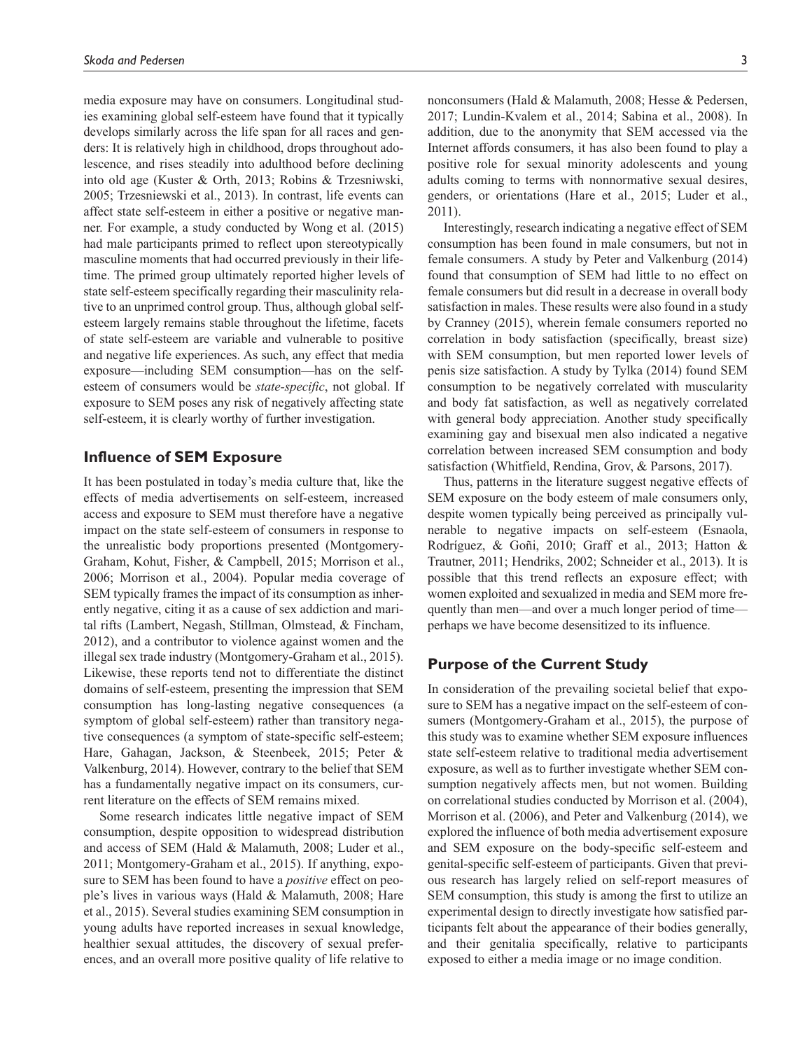media exposure may have on consumers. Longitudinal studies examining global self-esteem have found that it typically develops similarly across the life span for all races and genders: It is relatively high in childhood, drops throughout adolescence, and rises steadily into adulthood before declining into old age (Kuster & Orth, 2013; Robins & Trzesniwski, 2005; Trzesniewski et al., 2013). In contrast, life events can affect state self-esteem in either a positive or negative manner. For example, a study conducted by Wong et al. (2015) had male participants primed to reflect upon stereotypically masculine moments that had occurred previously in their lifetime. The primed group ultimately reported higher levels of state self-esteem specifically regarding their masculinity relative to an unprimed control group. Thus, although global self-esteem largely remains stable throughout the lifetime, facets of state self-esteem are variable and vulnerable to positive and negative life experiences. As such, any effect that media exposure—including SEM consumption—has on the self-esteem of consumers would be *state-specific*, not global. If exposure to SEM poses any risk of negatively affecting state self-esteem, it is clearly worthy of further investigation.

## Influence of SEM Exposure

It has been postulated in today's media culture that, like the effects of media advertisements on self-esteem, increased access and exposure to SEM must therefore have a negative impact on the state self-esteem of consumers in response to the unrealistic body proportions presented (Montgomery-Graham, Kohut, Fisher, & Campbell, 2015; Morrison et al., 2006; Morrison et al., 2004). Popular media coverage of SEM typically frames the impact of its consumption as inherently negative, citing it as a cause of sex addiction and marital rifts (Lambert, Negash, Stillman, Olmstead, & Fincham, 2012), and a contributor to violence against women and the illegal sex trade industry (Montgomery-Graham et al., 2015). Likewise, these reports tend not to differentiate the distinct domains of self-esteem, presenting the impression that SEM consumption has long-lasting negative consequences (a symptom of global self-esteem) rather than transitory negative consequences (a symptom of state-specific self-esteem; Hare, Gahagan, Jackson, & Steenbeek, 2015; Peter & Valkenburg, 2014). However, contrary to the belief that SEM has a fundamentally negative impact on its consumers, current literature on the effects of SEM remains mixed.

Some research indicates little negative impact of SEM consumption, despite opposition to widespread distribution and access of SEM (Hald & Malamuth, 2008; Luder et al., 2011; Montgomery-Graham et al., 2015). If anything, exposure to SEM has been found to have a *positive* effect on people's lives in various ways (Hald & Malamuth, 2008; Hare et al., 2015). Several studies examining SEM consumption in young adults have reported increases in sexual knowledge, healthier sexual attitudes, the discovery of sexual preferences, and an overall more positive quality of life relative to nonconsumers (Hald & Malamuth, 2008; Hesse & Pedersen, 2017; Lundin-Kvalem et al., 2014; Sabina et al., 2008). In addition, due to the anonymity that SEM accessed via the Internet affords consumers, it has also been found to play a positive role for sexual minority adolescents and young adults coming to terms with nonnormative sexual desires, genders, or orientations (Hare et al., 2015; Luder et al., 2011).

Interestingly, research indicating a negative effect of SEM consumption has been found in male consumers, but not in female consumers. A study by Peter and Valkenburg (2014) found that consumption of SEM had little to no effect on female consumers but did result in a decrease in overall body satisfaction in males. These results were also found in a study by Cranney (2015), wherein female consumers reported no correlation in body satisfaction (specifically, breast size) with SEM consumption, but men reported lower levels of penis size satisfaction. A study by Tylka (2014) found SEM consumption to be negatively correlated with muscularity and body fat satisfaction, as well as negatively correlated with general body appreciation. Another study specifically examining gay and bisexual men also indicated a negative correlation between increased SEM consumption and body satisfaction (Whitfield, Rendina, Grov, & Parsons, 2017).

Thus, patterns in the literature suggest negative effects of SEM exposure on the body esteem of male consumers only, despite women typically being perceived as principally vulnerable to negative impacts on self-esteem (Esnaola, Rodríguez, & Goñi, 2010; Graff et al., 2013; Hatton & Trautner, 2011; Hendriks, 2002; Schneider et al., 2013). It is possible that this trend reflects an exposure effect; with women exploited and sexualized in media and SEM more frequently than men—and over a much longer period of time—perhaps we have become desensitized to its influence.

## Purpose of the Current Study

In consideration of the prevailing societal belief that exposure to SEM has a negative impact on the self-esteem of consumers (Montgomery-Graham et al., 2015), the purpose of this study was to examine whether SEM exposure influences state self-esteem relative to traditional media advertisement exposure, as well as to further investigate whether SEM consumption negatively affects men, but not women. Building on correlational studies conducted by Morrison et al. (2004), Morrison et al. (2006), and Peter and Valkenburg (2014), we explored the influence of both media advertisement exposure and SEM exposure on the body-specific self-esteem and genital-specific self-esteem of participants. Given that previous research has largely relied on self-report measures of SEM consumption, this study is among the first to utilize an experimental design to directly investigate how satisfied participants felt about the appearance of their bodies generally, and their genitalia specifically, relative to participants exposed to either a media image or no image condition.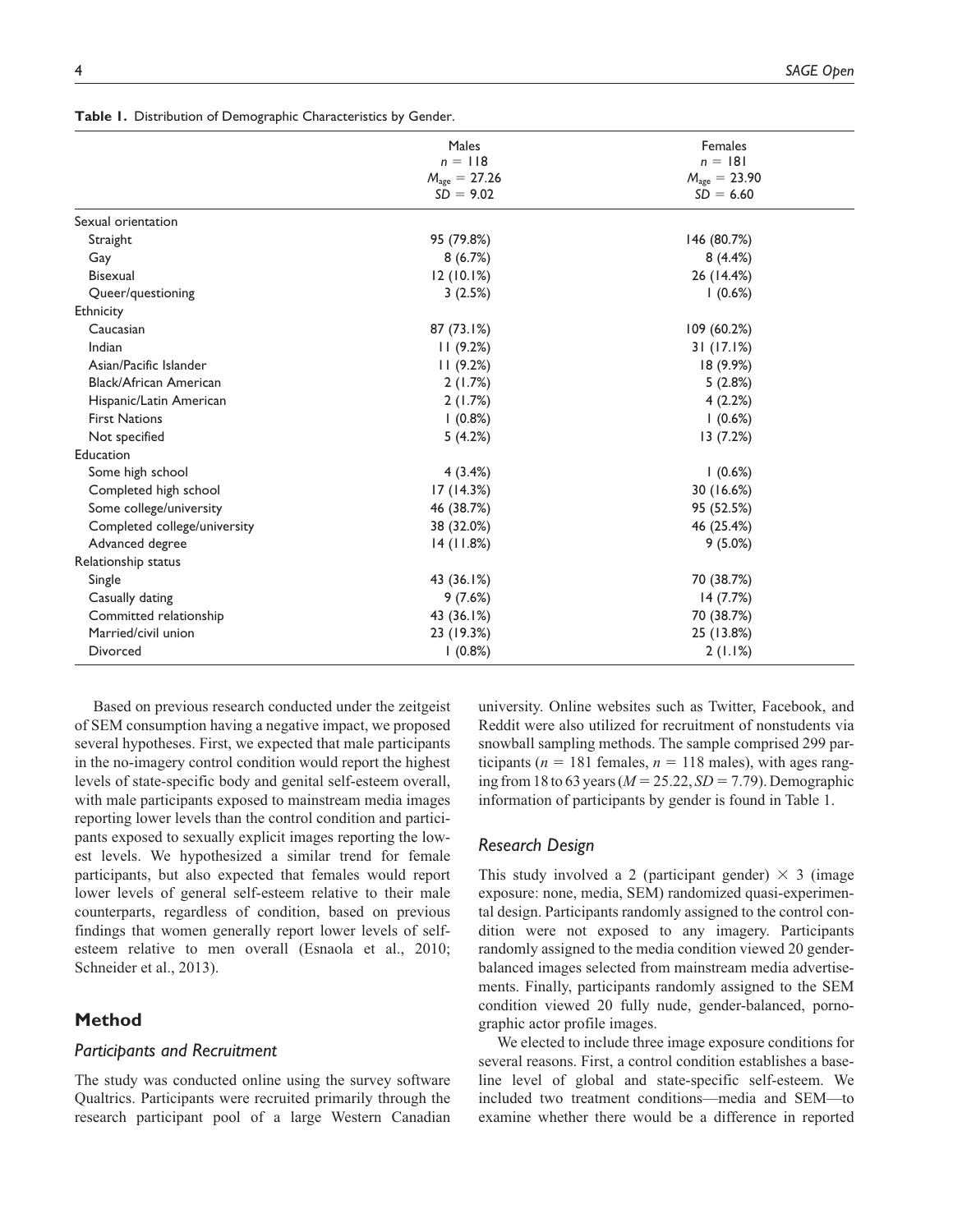**Table 1.** Distribution of Demographic Characteristics by Gender.

| | Males<br>$n = 118$<br>$M_{age} = 27.26$<br>$SD = 9.02$ | Females<br>$n = 181$<br>$M_{age} = 23.90$<br>$SD = 6.60$ |
|---|---|---|
| Sexual orientation | | |
| Straight | 95 (79.8%) | 146 (80.7%) |
| Gay | 8 (6.7%) | 8 (4.4%) |
| Bisexual | 12 (10.1%) | 26 (14.4%) |
| Queer/questioning | 3 (2.5%) | 1 (0.6%) |
| Ethnicity | | |
| Caucasian | 87 (73.1%) | 109 (60.2%) |
| Indian | 11 (9.2%) | 31 (17.1%) |
| Asian/Pacific Islander | 11 (9.2%) | 18 (9.9%) |
| Black/African American | 2 (1.7%) | 5 (2.8%) |
| Hispanic/Latin American | 2 (1.7%) | 4 (2.2%) |
| First Nations | 1 (0.8%) | 1 (0.6%) |
| Not specified | 5 (4.2%) | 13 (7.2%) |
| Education | | |
| Some high school | 4 (3.4%) | 1 (0.6%) |
| Completed high school | 17 (14.3%) | 30 (16.6%) |
| Some college/university | 46 (38.7%) | 95 (52.5%) |
| Completed college/university | 38 (32.0%) | 46 (25.4%) |
| Advanced degree | 14 (11.8%) | 9 (5.0%) |
| Relationship status | | |
| Single | 43 (36.1%) | 70 (38.7%) |
| Casually dating | 9 (7.6%) | 14 (7.7%) |
| Committed relationship | 43 (36.1%) | 70 (38.7%) |
| Married/civil union | 23 (19.3%) | 25 (13.8%) |
| Divorced | 1 (0.8%) | 2 (1.1%) |

Based on previous research conducted under the zeitgeist of SEM consumption having a negative impact, we proposed several hypotheses. First, we expected that male participants in the no-imagery control condition would report the highest levels of state-specific body and genital self-esteem overall, with male participants exposed to mainstream media images reporting lower levels than the control condition and participants exposed to sexually explicit images reporting the lowest levels. We hypothesized a similar trend for female participants, but also expected that females would report lower levels of general self-esteem relative to their male counterparts, regardless of condition, based on previous findings that women generally report lower levels of self-esteem relative to men overall (Esnaola et al., 2010; Schneider et al., 2013).

## Method

### Participants and Recruitment

The study was conducted online using the survey software Qualtrics. Participants were recruited primarily through the research participant pool of a large Western Canadian university. Online websites such as Twitter, Facebook, and Reddit were also utilized for recruitment of nonstudents via snowball sampling methods. The sample comprised 299 participants ($n = 181$ females, $n = 118$ males), with ages ranging from 18 to 63 years ($M = 25.22$, $SD = 7.79$). Demographic information of participants by gender is found in Table 1.

### Research Design

This study involved a 2 (participant gender) × 3 (image exposure: none, media, SEM) randomized quasi-experimental design. Participants randomly assigned to the control condition were not exposed to any imagery. Participants randomly assigned to the media condition viewed 20 gender-balanced images selected from mainstream media advertisements. Finally, participants randomly assigned to the SEM condition viewed 20 fully nude, gender-balanced, pornographic actor profile images.

We elected to include three image exposure conditions for several reasons. First, a control condition establishes a baseline level of global and state-specific self-esteem. We included two treatment conditions—media and SEM—to examine whether there would be a difference in reported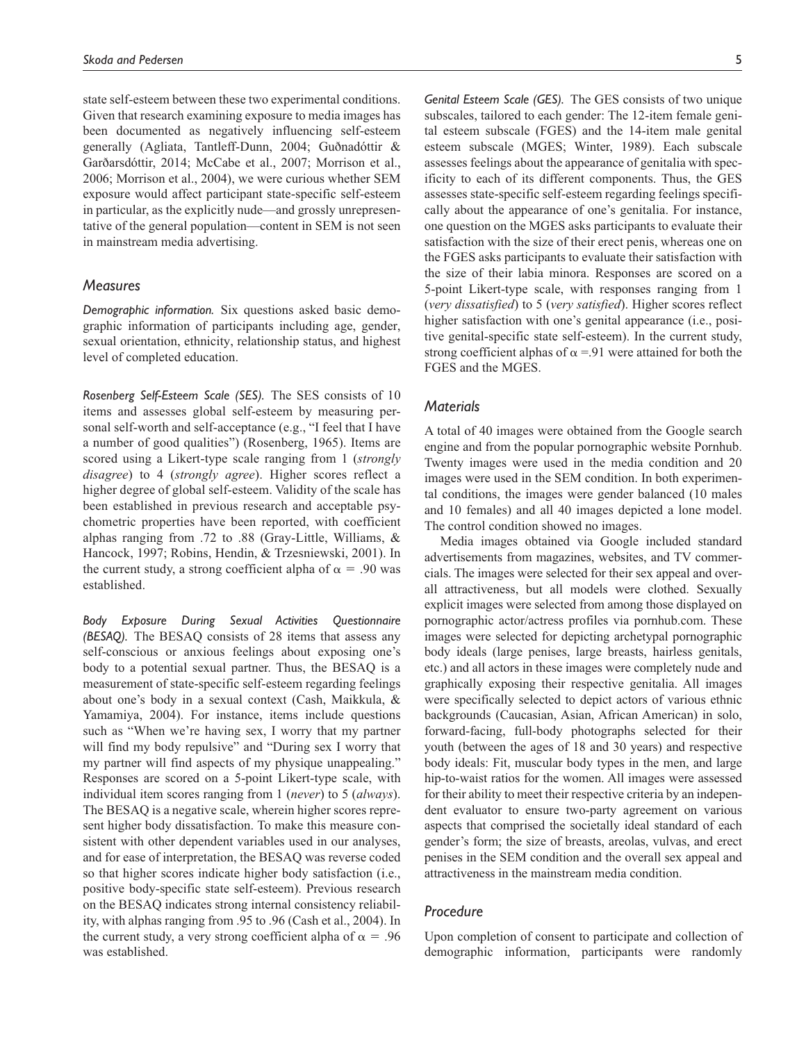state self-esteem between these two experimental conditions. Given that research examining exposure to media images has been documented as negatively influencing self-esteem generally (Agliata, Tantleff-Dunn, 2004; Guðnadóttir & Garðarsdóttir, 2014; McCabe et al., 2007; Morrison et al., 2006; Morrison et al., 2004), we were curious whether SEM exposure would affect participant state-specific self-esteem in particular, as the explicitly nude—and grossly unrepresentative of the general population—content in SEM is not seen in mainstream media advertising.

### Measures

*Demographic information.* Six questions asked basic demographic information of participants including age, gender, sexual orientation, ethnicity, relationship status, and highest level of completed education.

*Rosenberg Self-Esteem Scale (SES).* The SES consists of 10 items and assesses global self-esteem by measuring personal self-worth and self-acceptance (e.g., "I feel that I have a number of good qualities") (Rosenberg, 1965). Items are scored using a Likert-type scale ranging from 1 (*strongly disagree*) to 4 (*strongly agree*). Higher scores reflect a higher degree of global self-esteem. Validity of the scale has been established in previous research and acceptable psychometric properties have been reported, with coefficient alphas ranging from .72 to .88 (Gray-Little, Williams, & Hancock, 1997; Robins, Hendin, & Trzesniewski, 2001). In the current study, a strong coefficient alpha of $\alpha = .90$ was established.

*Body Exposure During Sexual Activities Questionnaire (BESAQ).* The BESAQ consists of 28 items that assess any self-conscious or anxious feelings about exposing one's body to a potential sexual partner. Thus, the BESAQ is a measurement of state-specific self-esteem regarding feelings about one's body in a sexual context (Cash, Maikkula, & Yamamiya, 2004). For instance, items include questions such as "When we're having sex, I worry that my partner will find my body repulsive" and "During sex I worry that my partner will find aspects of my physique unappealing." Responses are scored on a 5-point Likert-type scale, with individual item scores ranging from 1 (*never*) to 5 (*always*). The BESAQ is a negative scale, wherein higher scores represent higher body dissatisfaction. To make this measure consistent with other dependent variables used in our analyses, and for ease of interpretation, the BESAQ was reverse coded so that higher scores indicate higher body satisfaction (i.e., positive body-specific state self-esteem). Previous research on the BESAQ indicates strong internal consistency reliability, with alphas ranging from .95 to .96 (Cash et al., 2004). In the current study, a very strong coefficient alpha of $\alpha = .96$ was established.

*Genital Esteem Scale (GES).* The GES consists of two unique subscales, tailored to each gender: The 12-item female genital esteem subscale (FGES) and the 14-item male genital esteem subscale (MGES; Winter, 1989). Each subscale assesses feelings about the appearance of genitalia with specificity to each of its different components. Thus, the GES assesses state-specific self-esteem regarding feelings specifically about the appearance of one's genitalia. For instance, one question on the MGES asks participants to evaluate their satisfaction with the size of their erect penis, whereas one on the FGES asks participants to evaluate their satisfaction with the size of their labia minora. Responses are scored on a 5-point Likert-type scale, with responses ranging from 1 (*very dissatisfied*) to 5 (*very satisfied*). Higher scores reflect higher satisfaction with one's genital appearance (i.e., positive genital-specific state self-esteem). In the current study, strong coefficient alphas of $\alpha = .91$ were attained for both the FGES and the MGES.

### Materials

A total of 40 images were obtained from the Google search engine and from the popular pornographic website Pornhub. Twenty images were used in the media condition and 20 images were used in the SEM condition. In both experimental conditions, the images were gender balanced (10 males and 10 females) and all 40 images depicted a lone model. The control condition showed no images.

Media images obtained via Google included standard advertisements from magazines, websites, and TV commercials. The images were selected for their sex appeal and overall attractiveness, but all models were clothed. Sexually explicit images were selected from among those displayed on pornographic actor/actress profiles via pornhub.com. These images were selected for depicting archetypal pornographic body ideals (large penises, large breasts, hairless genitals, etc.) and all actors in these images were completely nude and graphically exposing their respective genitalia. All images were specifically selected to depict actors of various ethnic backgrounds (Caucasian, Asian, African American) in solo, forward-facing, full-body photographs selected for their youth (between the ages of 18 and 30 years) and respective body ideals: Fit, muscular body types in the men, and large hip-to-waist ratios for the women. All images were assessed for their ability to meet their respective criteria by an independent evaluator to ensure two-party agreement on various aspects that comprised the societally ideal standard of each gender's form; the size of breasts, areolas, vulvas, and erect penises in the SEM condition and the overall sex appeal and attractiveness in the mainstream media condition.

### Procedure

Upon completion of consent to participate and collection of demographic information, participants were randomly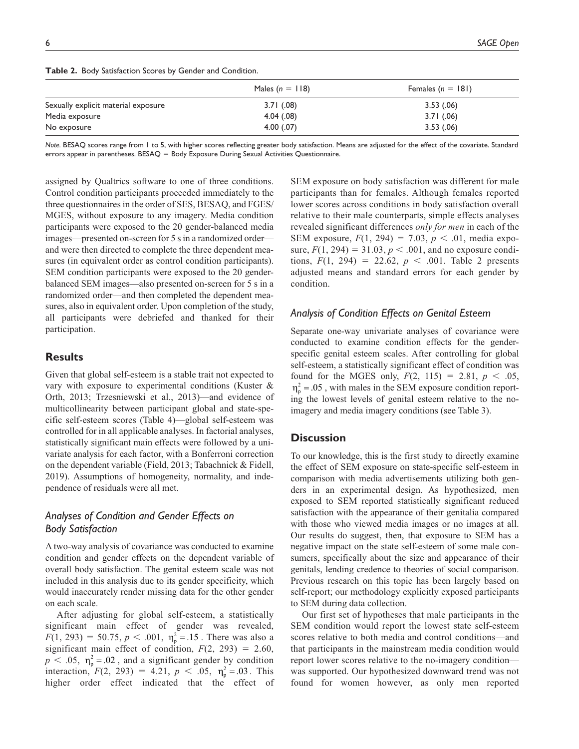**Table 2.** Body Satisfaction Scores by Gender and Condition.

| | Males ($n$ = 118) | Females ($n$ = 181) |
|---|---|---|
| Sexually explicit material exposure | 3.71 (.08) | 3.53 (.06) |
| Media exposure | 4.04 (.08) | 3.71 (.06) |
| No exposure | 4.00 (.07) | 3.53 (.06) |

*Note.* BESAQ scores range from 1 to 5, with higher scores reflecting greater body satisfaction. Means are adjusted for the effect of the covariate. Standard errors appear in parentheses. BESAQ = Body Exposure During Sexual Activities Questionnaire.

assigned by Qualtrics software to one of three conditions. Control condition participants proceeded immediately to the three questionnaires in the order of SES, BESAQ, and FGES/MGES, without exposure to any imagery. Media condition participants were exposed to the 20 gender-balanced media images—presented on-screen for 5 s in a randomized order—and were then directed to complete the three dependent measures (in equivalent order as control condition participants). SEM condition participants were exposed to the 20 gender-balanced SEM images—also presented on-screen for 5 s in a randomized order—and then completed the dependent measures, also in equivalent order. Upon completion of the study, all participants were debriefed and thanked for their participation.

## Results

Given that global self-esteem is a stable trait not expected to vary with exposure to experimental conditions (Kuster & Orth, 2013; Trzesniewski et al., 2013)—and evidence of multicollinearity between participant global and state-specific self-esteem scores (Table 4)—global self-esteem was controlled for in all applicable analyses. In factorial analyses, statistically significant main effects were followed by a univariate analysis for each factor, with a Bonferroni correction on the dependent variable (Field, 2013; Tabachnick & Fidell, 2019). Assumptions of homogeneity, normality, and independence of residuals were all met.

### *Analyses of Condition and Gender Effects on Body Satisfaction*

A two-way analysis of covariance was conducted to examine condition and gender effects on the dependent variable of overall body satisfaction. The genital esteem scale was not included in this analysis due to its gender specificity, which would inaccurately render missing data for the other gender on each scale.

After adjusting for global self-esteem, a statistically significant main effect of gender was revealed, $F(1, 293) = 50.75$, $p < .001$, $\eta_p^2 = .15$. There was also a significant main effect of condition, $F(2, 293) = 2.60$, $p < .05$, $\eta_p^2 = .02$, and a significant gender by condition interaction, $F(2, 293) = 4.21$, $p < .05$, $\eta_p^2 = .03$. This higher order effect indicated that the effect of SEM exposure on body satisfaction was different for male participants than for females. Although females reported lower scores across conditions in body satisfaction overall relative to their male counterparts, simple effects analyses revealed significant differences *only for men* in each of the SEM exposure, $F(1, 294) = 7.03$, $p < .01$, media exposure, $F(1, 294) = 31.03$, $p < .001$, and no exposure conditions, $F(1, 294) = 22.62$, $p < .001$. Table 2 presents adjusted means and standard errors for each gender by condition.

### *Analysis of Condition Effects on Genital Esteem*

Separate one-way univariate analyses of covariance were conducted to examine condition effects for the gender-specific genital esteem scales. After controlling for global self-esteem, a statistically significant effect of condition was found for the MGES only, $F(2, 115) = 2.81$, $p < .05$, $\eta_p^2 = .05$, with males in the SEM exposure condition reporting the lowest levels of genital esteem relative to the no-imagery and media imagery conditions (see Table 3).

## Discussion

To our knowledge, this is the first study to directly examine the effect of SEM exposure on state-specific self-esteem in comparison with media advertisements utilizing both genders in an experimental design. As hypothesized, men exposed to SEM reported statistically significant reduced satisfaction with the appearance of their genitalia compared with those who viewed media images or no images at all. Our results do suggest, then, that exposure to SEM has a negative impact on the state self-esteem of some male consumers, specifically about the size and appearance of their genitals, lending credence to theories of social comparison. Previous research on this topic has been largely based on self-report; our methodology explicitly exposed participants to SEM during data collection.

Our first set of hypotheses that male participants in the SEM condition would report the lowest state self-esteem scores relative to both media and control conditions—and that participants in the mainstream media condition would report lower scores relative to the no-imagery condition—was supported. Our hypothesized downward trend was not found for women however, as only men reported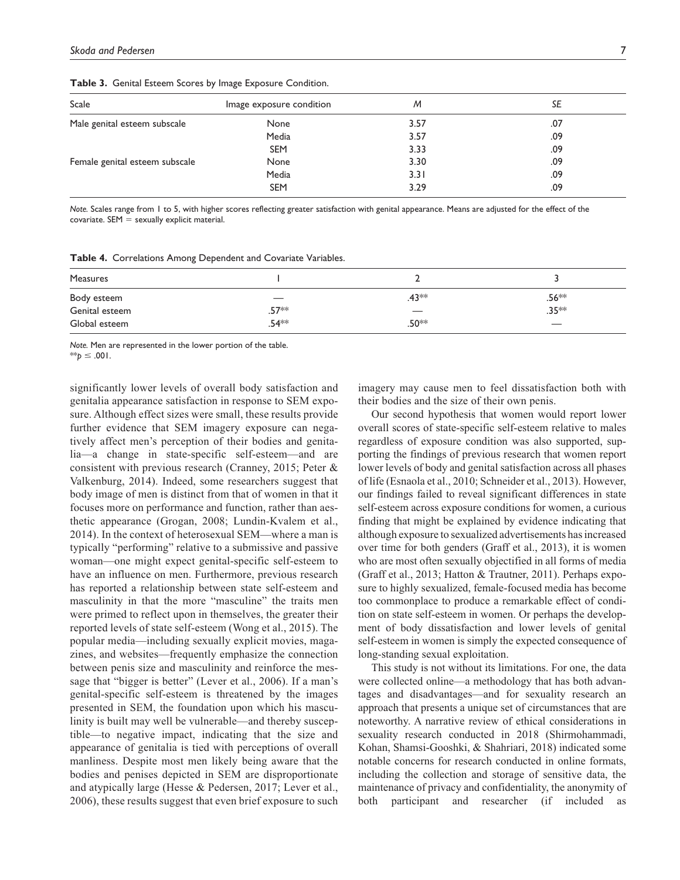**Table 3.** Genital Esteem Scores by Image Exposure Condition.

| Scale | Image exposure condition | *M* | *SE* |
| --- | --- | --- | --- |
| Male genital esteem subscale | None | 3.57 | .07 |
| | Media | 3.57 | .09 |
| | SEM | 3.33 | .09 |
| Female genital esteem subscale | None | 3.30 | .09 |
| | Media | 3.31 | .09 |
| | SEM | 3.29 | .09 |

*Note.* Scales range from 1 to 5, with higher scores reflecting greater satisfaction with genital appearance. Means are adjusted for the effect of the covariate. SEM = sexually explicit material.

**Table 4.** Correlations Among Dependent and Covariate Variables.

| Measures | 1 | 2 | 3 |
| --- | --- | --- | --- |
| Body esteem | — | .43** | .56** |
| Genital esteem | .57** | — | .35** |
| Global esteem | .54** | .50** | — |

*Note.* Men are represented in the lower portion of the table.
** $p \leq .001$.

significantly lower levels of overall body satisfaction and genitalia appearance satisfaction in response to SEM exposure. Although effect sizes were small, these results provide further evidence that SEM imagery exposure can negatively affect men's perception of their bodies and genitalia—a change in state-specific self-esteem—and are consistent with previous research (Cranney, 2015; Peter & Valkenburg, 2014). Indeed, some researchers suggest that body image of men is distinct from that of women in that it focuses more on performance and function, rather than aesthetic appearance (Grogan, 2008; Lundin-Kvalem et al., 2014). In the context of heterosexual SEM—where a man is typically "performing" relative to a submissive and passive woman—one might expect genital-specific self-esteem to have an influence on men. Furthermore, previous research has reported a relationship between state self-esteem and masculinity in that the more "masculine" the traits men were primed to reflect upon in themselves, the greater their reported levels of state self-esteem (Wong et al., 2015). The popular media—including sexually explicit movies, magazines, and websites—frequently emphasize the connection between penis size and masculinity and reinforce the message that "bigger is better" (Lever et al., 2006). If a man's genital-specific self-esteem is threatened by the images presented in SEM, the foundation upon which his masculinity is built may well be vulnerable—and thereby susceptible—to negative impact, indicating that the size and appearance of genitalia is tied with perceptions of overall manliness. Despite most men likely being aware that the bodies and penises depicted in SEM are disproportionate and atypically large (Hesse & Pedersen, 2017; Lever et al., 2006), these results suggest that even brief exposure to such imagery may cause men to feel dissatisfaction both with their bodies and the size of their own penis.

Our second hypothesis that women would report lower overall scores of state-specific self-esteem relative to males regardless of exposure condition was also supported, supporting the findings of previous research that women report lower levels of body and genital satisfaction across all phases of life (Esnaola et al., 2010; Schneider et al., 2013). However, our findings failed to reveal significant differences in state self-esteem across exposure conditions for women, a curious finding that might be explained by evidence indicating that although exposure to sexualized advertisements has increased over time for both genders (Graff et al., 2013), it is women who are most often sexually objectified in all forms of media (Graff et al., 2013; Hatton & Trautner, 2011). Perhaps exposure to highly sexualized, female-focused media has become too commonplace to produce a remarkable effect of condition on state self-esteem in women. Or perhaps the development of body dissatisfaction and lower levels of genital self-esteem in women is simply the expected consequence of long-standing sexual exploitation.

This study is not without its limitations. For one, the data were collected online—a methodology that has both advantages and disadvantages—and for sexuality research an approach that presents a unique set of circumstances that are noteworthy. A narrative review of ethical considerations in sexuality research conducted in 2018 (Shirmohammadi, Kohan, Shamsi-Gooshki, & Shahriari, 2018) indicated some notable concerns for research conducted in online formats, including the collection and storage of sensitive data, the maintenance of privacy and confidentiality, the anonymity of both participant and researcher (if included as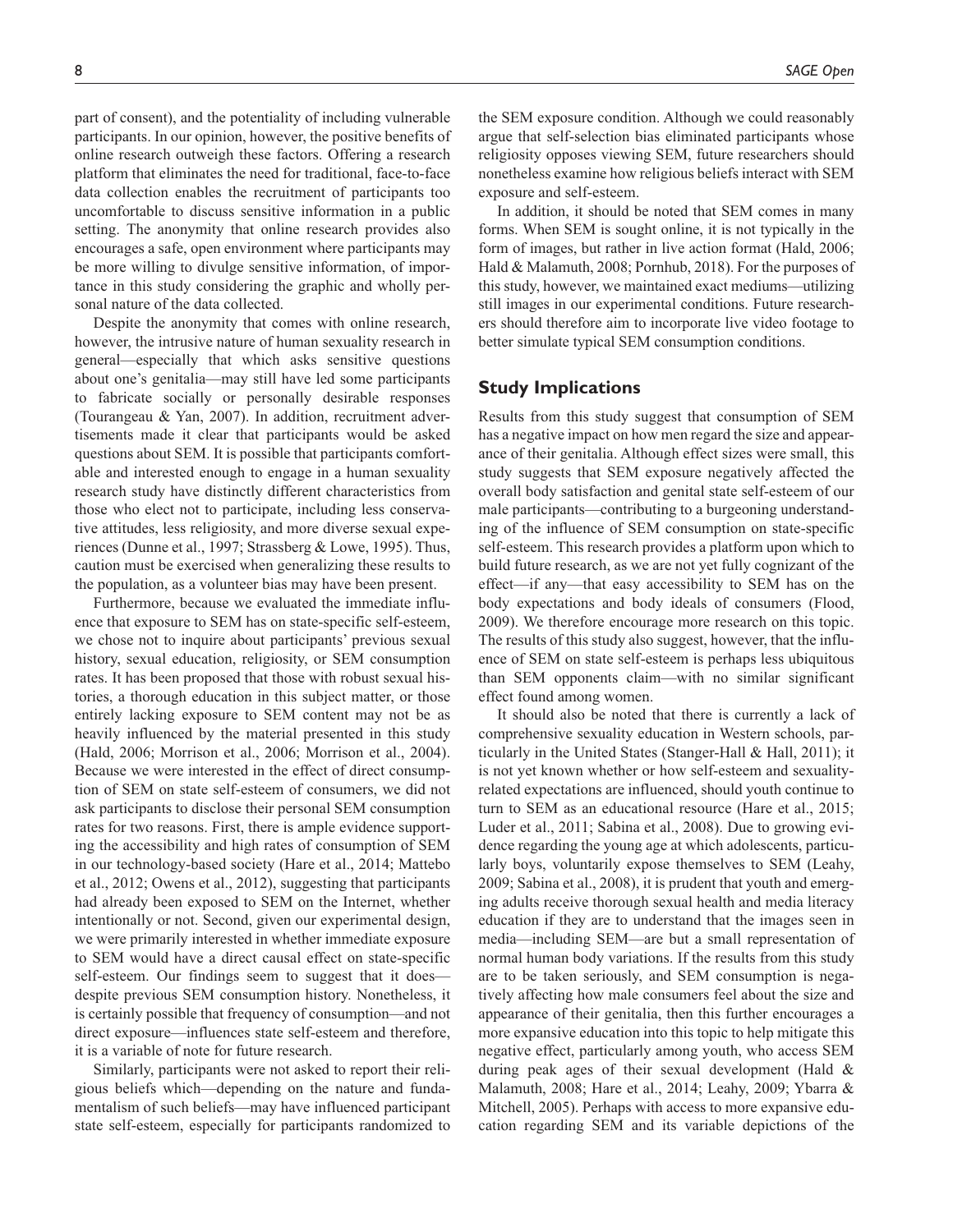part of consent), and the potentiality of including vulnerable participants. In our opinion, however, the positive benefits of online research outweigh these factors. Offering a research platform that eliminates the need for traditional, face-to-face data collection enables the recruitment of participants too uncomfortable to discuss sensitive information in a public setting. The anonymity that online research provides also encourages a safe, open environment where participants may be more willing to divulge sensitive information, of importance in this study considering the graphic and wholly personal nature of the data collected.

Despite the anonymity that comes with online research, however, the intrusive nature of human sexuality research in general—especially that which asks sensitive questions about one's genitalia—may still have led some participants to fabricate socially or personally desirable responses (Tourangeau & Yan, 2007). In addition, recruitment advertisements made it clear that participants would be asked questions about SEM. It is possible that participants comfortable and interested enough to engage in a human sexuality research study have distinctly different characteristics from those who elect not to participate, including less conservative attitudes, less religiosity, and more diverse sexual experiences (Dunne et al., 1997; Strassberg & Lowe, 1995). Thus, caution must be exercised when generalizing these results to the population, as a volunteer bias may have been present.

Furthermore, because we evaluated the immediate influence that exposure to SEM has on state-specific self-esteem, we chose not to inquire about participants' previous sexual history, sexual education, religiosity, or SEM consumption rates. It has been proposed that those with robust sexual histories, a thorough education in this subject matter, or those entirely lacking exposure to SEM content may not be as heavily influenced by the material presented in this study (Hald, 2006; Morrison et al., 2006; Morrison et al., 2004). Because we were interested in the effect of direct consumption of SEM on state self-esteem of consumers, we did not ask participants to disclose their personal SEM consumption rates for two reasons. First, there is ample evidence supporting the accessibility and high rates of consumption of SEM in our technology-based society (Hare et al., 2014; Mattebo et al., 2012; Owens et al., 2012), suggesting that participants had already been exposed to SEM on the Internet, whether intentionally or not. Second, given our experimental design, we were primarily interested in whether immediate exposure to SEM would have a direct causal effect on state-specific self-esteem. Our findings seem to suggest that it does—despite previous SEM consumption history. Nonetheless, it is certainly possible that frequency of consumption—and not direct exposure—influences state self-esteem and therefore, it is a variable of note for future research.

Similarly, participants were not asked to report their religious beliefs which—depending on the nature and fundamentalism of such beliefs—may have influenced participant state self-esteem, especially for participants randomized to the SEM exposure condition. Although we could reasonably argue that self-selection bias eliminated participants whose religiosity opposes viewing SEM, future researchers should nonetheless examine how religious beliefs interact with SEM exposure and self-esteem.

In addition, it should be noted that SEM comes in many forms. When SEM is sought online, it is not typically in the form of images, but rather in live action format (Hald, 2006; Hald & Malamuth, 2008; Pornhub, 2018). For the purposes of this study, however, we maintained exact mediums—utilizing still images in our experimental conditions. Future researchers should therefore aim to incorporate live video footage to better simulate typical SEM consumption conditions.

## Study Implications

Results from this study suggest that consumption of SEM has a negative impact on how men regard the size and appearance of their genitalia. Although effect sizes were small, this study suggests that SEM exposure negatively affected the overall body satisfaction and genital state self-esteem of our male participants—contributing to a burgeoning understanding of the influence of SEM consumption on state-specific self-esteem. This research provides a platform upon which to build future research, as we are not yet fully cognizant of the effect—if any—that easy accessibility to SEM has on the body expectations and body ideals of consumers (Flood, 2009). We therefore encourage more research on this topic. The results of this study also suggest, however, that the influence of SEM on state self-esteem is perhaps less ubiquitous than SEM opponents claim—with no similar significant effect found among women.

It should also be noted that there is currently a lack of comprehensive sexuality education in Western schools, particularly in the United States (Stanger-Hall & Hall, 2011); it is not yet known whether or how self-esteem and sexuality-related expectations are influenced, should youth continue to turn to SEM as an educational resource (Hare et al., 2015; Luder et al., 2011; Sabina et al., 2008). Due to growing evidence regarding the young age at which adolescents, particularly boys, voluntarily expose themselves to SEM (Leahy, 2009; Sabina et al., 2008), it is prudent that youth and emerging adults receive thorough sexual health and media literacy education if they are to understand that the images seen in media—including SEM—are but a small representation of normal human body variations. If the results from this study are to be taken seriously, and SEM consumption is negatively affecting how male consumers feel about the size and appearance of their genitalia, then this further encourages a more expansive education into this topic to help mitigate this negative effect, particularly among youth, who access SEM during peak ages of their sexual development (Hald & Malamuth, 2008; Hare et al., 2014; Leahy, 2009; Ybarra & Mitchell, 2005). Perhaps with access to more expansive education regarding SEM and its variable depictions of the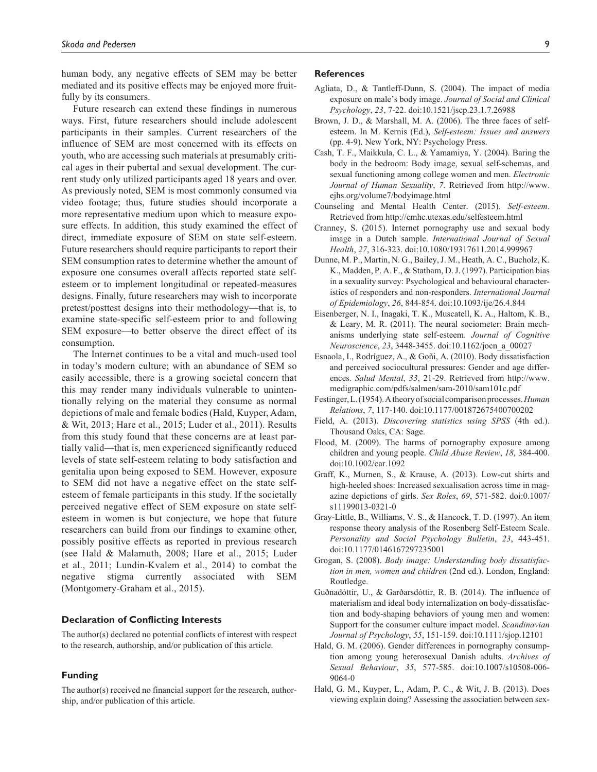human body, any negative effects of SEM may be better mediated and its positive effects may be enjoyed more fruitfully by its consumers.

Future research can extend these findings in numerous ways. First, future researchers should include adolescent participants in their samples. Current researchers of the influence of SEM are most concerned with its effects on youth, who are accessing such materials at presumably critical ages in their pubertal and sexual development. The current study only utilized participants aged 18 years and over. As previously noted, SEM is most commonly consumed via video footage; thus, future studies should incorporate a more representative medium upon which to measure exposure effects. In addition, this study examined the effect of direct, immediate exposure of SEM on state self-esteem. Future researchers should require participants to report their SEM consumption rates to determine whether the amount of exposure one consumes overall affects reported state self-esteem or to implement longitudinal or repeated-measures designs. Finally, future researchers may wish to incorporate pretest/posttest designs into their methodology—that is, to examine state-specific self-esteem prior to and following SEM exposure—to better observe the direct effect of its consumption.

The Internet continues to be a vital and much-used tool in today's modern culture; with an abundance of SEM so easily accessible, there is a growing societal concern that this may render many individuals vulnerable to unintentionally relying on the material they consume as normal depictions of male and female bodies (Hald, Kuyper, Adam, & Wit, 2013; Hare et al., 2015; Luder et al., 2011). Results from this study found that these concerns are at least partially valid—that is, men experienced significantly reduced levels of state self-esteem relating to body satisfaction and genitalia upon being exposed to SEM. However, exposure to SEM did not have a negative effect on the state self-esteem of female participants in this study. If the societally perceived negative effect of SEM exposure on state self-esteem in women is but conjecture, we hope that future researchers can build from our findings to examine other, possibly positive effects as reported in previous research (see Hald & Malamuth, 2008; Hare et al., 2015; Luder et al., 2011; Lundin-Kvalem et al., 2014) to combat the negative stigma currently associated with SEM (Montgomery-Graham et al., 2015).

### Declaration of Conflicting Interests

The author(s) declared no potential conflicts of interest with respect to the research, authorship, and/or publication of this article.

### Funding

The author(s) received no financial support for the research, authorship, and/or publication of this article.

### References

Agliata, D., & Tantleff-Dunn, S. (2004). The impact of media exposure on male's body image. *Journal of Social and Clinical Psychology*, *23*, 7-22. doi:10.1521/jscp.23.1.7.26988

Brown, J. D., & Marshall, M. A. (2006). The three faces of self-esteem. In M. Kernis (Ed.), *Self-esteem: Issues and answers* (pp. 4-9). New York, NY: Psychology Press.

Cash, T. F., Maikkula, C. L., & Yamamiya, Y. (2004). Baring the body in the bedroom: Body image, sexual self-schemas, and sexual functioning among college women and men. *Electronic Journal of Human Sexuality*, *7*. Retrieved from http://www.ejhs.org/volume7/bodyimage.html

Counseling and Mental Health Center. (2015). *Self-esteem*. Retrieved from http://cmhc.utexas.edu/selfesteem.html

Cranney, S. (2015). Internet pornography use and sexual body image in a Dutch sample. *International Journal of Sexual Health*, *27*, 316-323. doi:10.1080/19317611.2014.999967

Dunne, M. P., Martin, N. G., Bailey, J. M., Heath, A. C., Bucholz, K. K., Madden, P. A. F., & Statham, D. J. (1997). Participation bias in a sexuality survey: Psychological and behavioural characteristics of responders and non-responders. *International Journal of Epidemiology*, *26*, 844-854. doi:10.1093/ije/26.4.844

Eisenberger, N. I., Inagaki, T. K., Muscatell, K. A., Haltom, K. B., & Leary, M. R. (2011). The neural sociometer: Brain mechanisms underlying state self-esteem. *Journal of Cognitive Neuroscience*, *23*, 3448-3455. doi:10.1162/jocn_a_00027

Esnaola, I., Rodríguez, A., & Goñi, A. (2010). Body dissatisfaction and perceived sociocultural pressures: Gender and age differences. *Salud Mental*, *33*, 21-29. Retrieved from http://www.medigraphic.com/pdfs/salmen/sam-2010/sam101c.pdf

Festinger, L. (1954). A theory of social comparison processes. *Human Relations*, *7*, 117-140. doi:10.1177/001872675400700202

Field, A. (2013). *Discovering statistics using SPSS* (4th ed.). Thousand Oaks, CA: Sage.

Flood, M. (2009). The harms of pornography exposure among children and young people. *Child Abuse Review*, *18*, 384-400. doi:10.1002/car.1092

Graff, K., Murnen, S., & Krause, A. (2013). Low-cut shirts and high-heeled shoes: Increased sexualisation across time in magazine depictions of girls. *Sex Roles*, *69*, 571-582. doi:0.1007/s11199013-0321-0

Gray-Little, B., Williams, V. S., & Hancock, T. D. (1997). An item response theory analysis of the Rosenberg Self-Esteem Scale. *Personality and Social Psychology Bulletin*, *23*, 443-451. doi:10.1177/0146167297235001

Grogan, S. (2008). *Body image: Understanding body dissatisfaction in men, women and children* (2nd ed.). London, England: Routledge.

Guðnadóttir, U., & Garðarsdóttir, R. B. (2014). The influence of materialism and ideal body internalization on body-dissatisfaction and body-shaping behaviors of young men and women: Support for the consumer culture impact model. *Scandinavian Journal of Psychology*, *55*, 151-159. doi:10.1111/sjop.12101

Hald, G. M. (2006). Gender differences in pornography consumption among young heterosexual Danish adults. *Archives of Sexual Behaviour*, *35*, 577-585. doi:10.1007/s10508-006-9064-0

Hald, G. M., Kuyper, L., Adam, P. C., & Wit, J. B. (2013). Does viewing explain doing? Assessing the association between sex-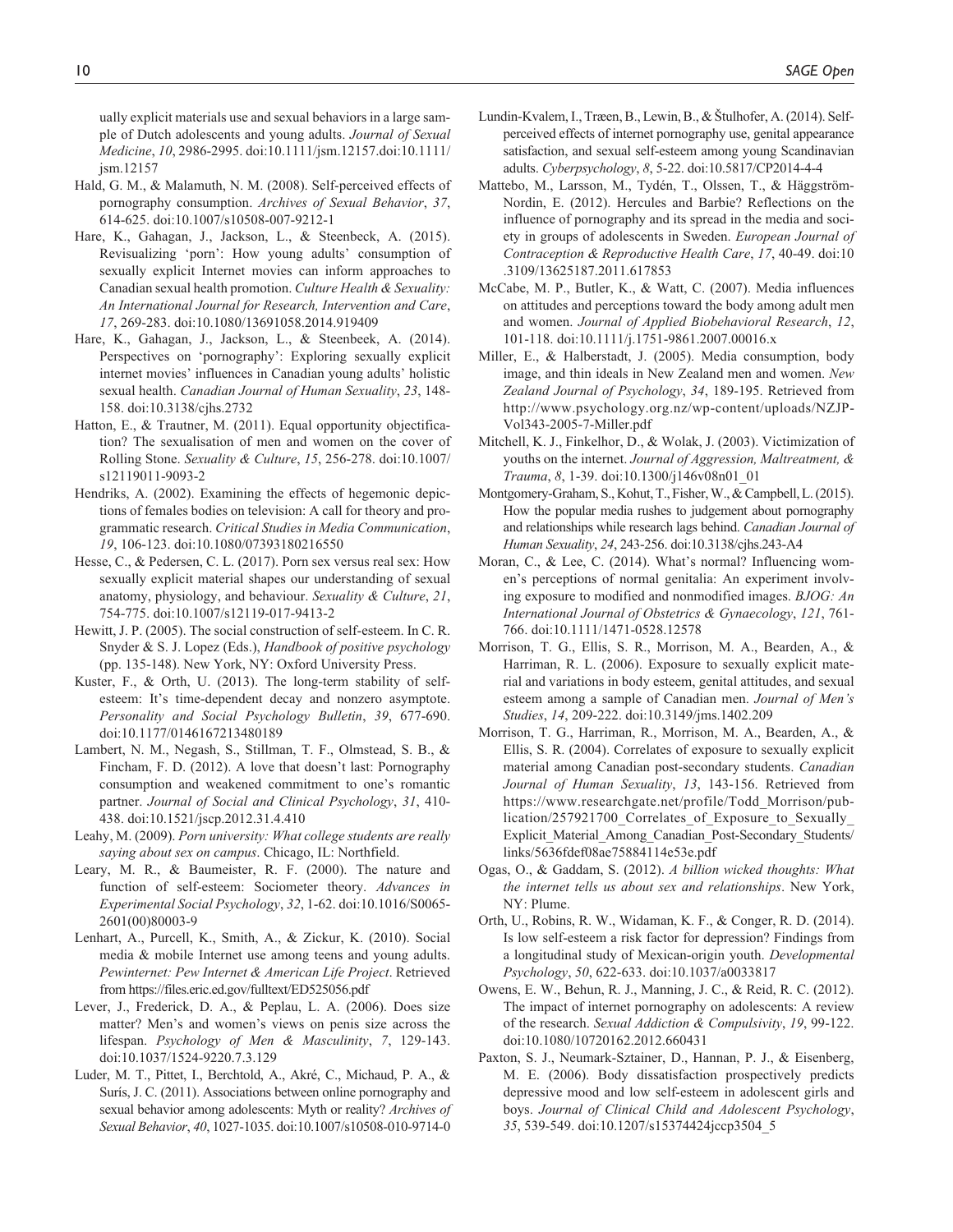ually explicit materials use and sexual behaviors in a large sample of Dutch adolescents and young adults. *Journal of Sexual Medicine*, *10*, 2986-2995. doi:10.1111/jsm.12157.doi:10.1111/jsm.12157

Hald, G. M., & Malamuth, N. M. (2008). Self-perceived effects of pornography consumption. *Archives of Sexual Behavior*, *37*, 614-625. doi:10.1007/s10508-007-9212-1

Hare, K., Gahagan, J., Jackson, L., & Steenbeck, A. (2015). Revisualizing 'porn': How young adults' consumption of sexually explicit Internet movies can inform approaches to Canadian sexual health promotion. *Culture Health & Sexuality: An International Journal for Research, Intervention and Care*, *17*, 269-283. doi:10.1080/13691058.2014.919409

Hare, K., Gahagan, J., Jackson, L., & Steenbeek, A. (2014). Perspectives on 'pornography': Exploring sexually explicit internet movies' influences in Canadian young adults' holistic sexual health. *Canadian Journal of Human Sexuality*, *23*, 148-158. doi:10.3138/cjhs.2732

Hatton, E., & Trautner, M. (2011). Equal opportunity objectification? The sexualisation of men and women on the cover of Rolling Stone. *Sexuality & Culture*, *15*, 256-278. doi:10.1007/s12119011-9093-2

Hendriks, A. (2002). Examining the effects of hegemonic depictions of females bodies on television: A call for theory and programmatic research. *Critical Studies in Media Communication*, *19*, 106-123. doi:10.1080/07393180216550

Hesse, C., & Pedersen, C. L. (2017). Porn sex versus real sex: How sexually explicit material shapes our understanding of sexual anatomy, physiology, and behaviour. *Sexuality & Culture*, *21*, 754-775. doi:10.1007/s12119-017-9413-2

Hewitt, J. P. (2005). The social construction of self-esteem. In C. R. Snyder & S. J. Lopez (Eds.), *Handbook of positive psychology* (pp. 135-148). New York, NY: Oxford University Press.

Kuster, F., & Orth, U. (2013). The long-term stability of self-esteem: It's time-dependent decay and nonzero asymptote. *Personality and Social Psychology Bulletin*, *39*, 677-690. doi:10.1177/0146167213480189

Lambert, N. M., Negash, S., Stillman, T. F., Olmstead, S. B., & Fincham, F. D. (2012). A love that doesn't last: Pornography consumption and weakened commitment to one's romantic partner. *Journal of Social and Clinical Psychology*, *31*, 410-438. doi:10.1521/jscp.2012.31.4.410

Leahy, M. (2009). *Porn university: What college students are really saying about sex on campus*. Chicago, IL: Northfield.

Leary, M. R., & Baumeister, R. F. (2000). The nature and function of self-esteem: Sociometer theory. *Advances in Experimental Social Psychology*, *32*, 1-62. doi:10.1016/S0065-2601(00)80003-9

Lenhart, A., Purcell, K., Smith, A., & Zickur, K. (2010). Social media & mobile Internet use among teens and young adults. *Pewinternet: Pew Internet & American Life Project*. Retrieved from https://files.eric.ed.gov/fulltext/ED525056.pdf

Lever, J., Frederick, D. A., & Peplau, L. A. (2006). Does size matter? Men's and women's views on penis size across the lifespan. *Psychology of Men & Masculinity*, *7*, 129-143. doi:10.1037/1524-9220.7.3.129

Luder, M. T., Pittet, I., Berchtold, A., Akré, C., Michaud, P. A., & Surís, J. C. (2011). Associations between online pornography and sexual behavior among adolescents: Myth or reality? *Archives of Sexual Behavior*, *40*, 1027-1035. doi:10.1007/s10508-010-9714-0

Lundin-Kvalem, I., Træen, B., Lewin, B., & Štulhofer, A. (2014). Self-perceived effects of internet pornography use, genital appearance satisfaction, and sexual self-esteem among young Scandinavian adults. *Cyberpsychology*, *8*, 5-22. doi:10.5817/CP2014-4-4

Mattebo, M., Larsson, M., Tydén, T., Olssen, T., & Häggström-Nordin, E. (2012). Hercules and Barbie? Reflections on the influence of pornography and its spread in the media and society in groups of adolescents in Sweden. *European Journal of Contraception & Reproductive Health Care*, *17*, 40-49. doi:10.3109/13625187.2011.617853

McCabe, M. P., Butler, K., & Watt, C. (2007). Media influences on attitudes and perceptions toward the body among adult men and women. *Journal of Applied Biobehavioral Research*, *12*, 101-118. doi:10.1111/j.1751-9861.2007.00016.x

Miller, E., & Halberstadt, J. (2005). Media consumption, body image, and thin ideals in New Zealand men and women. *New Zealand Journal of Psychology*, *34*, 189-195. Retrieved from http://www.psychology.org.nz/wp-content/uploads/NZJP-Vol343-2005-7-Miller.pdf

Mitchell, K. J., Finkelhor, D., & Wolak, J. (2003). Victimization of youths on the internet. *Journal of Aggression, Maltreatment, & Trauma*, *8*, 1-39. doi:10.1300/j146v08n01_01

Montgomery-Graham, S., Kohut, T., Fisher, W., & Campbell, L. (2015). How the popular media rushes to judgement about pornography and relationships while research lags behind. *Canadian Journal of Human Sexuality*, *24*, 243-256. doi:10.3138/cjhs.243-A4

Moran, C., & Lee, C. (2014). What's normal? Influencing women's perceptions of normal genitalia: An experiment involving exposure to modified and nonmodified images. *BJOG: An International Journal of Obstetrics & Gynaecology*, *121*, 761-766. doi:10.1111/1471-0528.12578

Morrison, T. G., Ellis, S. R., Morrison, M. A., Bearden, A., & Harriman, R. L. (2006). Exposure to sexually explicit material and variations in body esteem, genital attitudes, and sexual esteem among a sample of Canadian men. *Journal of Men's Studies*, *14*, 209-222. doi:10.3149/jms.1402.209

Morrison, T. G., Harriman, R., Morrison, M. A., Bearden, A., & Ellis, S. R. (2004). Correlates of exposure to sexually explicit material among Canadian post-secondary students. *Canadian Journal of Human Sexuality*, *13*, 143-156. Retrieved from https://www.researchgate.net/profile/Todd_Morrison/publication/257921700_Correlates_of_Exposure_to_Sexually_Explicit_Material_Among_Canadian_Post-Secondary_Students/links/5636fdef08ae75884114e53e.pdf

Ogas, O., & Gaddam, S. (2012). *A billion wicked thoughts: What the internet tells us about sex and relationships*. New York, NY: Plume.

Orth, U., Robins, R. W., Widaman, K. F., & Conger, R. D. (2014). Is low self-esteem a risk factor for depression? Findings from a longitudinal study of Mexican-origin youth. *Developmental Psychology*, *50*, 622-633. doi:10.1037/a0033817

Owens, E. W., Behun, R. J., Manning, J. C., & Reid, R. C. (2012). The impact of internet pornography on adolescents: A review of the research. *Sexual Addiction & Compulsivity*, *19*, 99-122. doi:10.1080/10720162.2012.660431

Paxton, S. J., Neumark-Sztainer, D., Hannan, P. J., & Eisenberg, M. E. (2006). Body dissatisfaction prospectively predicts depressive mood and low self-esteem in adolescent girls and boys. *Journal of Clinical Child and Adolescent Psychology*, *35*, 539-549. doi:10.1207/s15374424jccp3504_5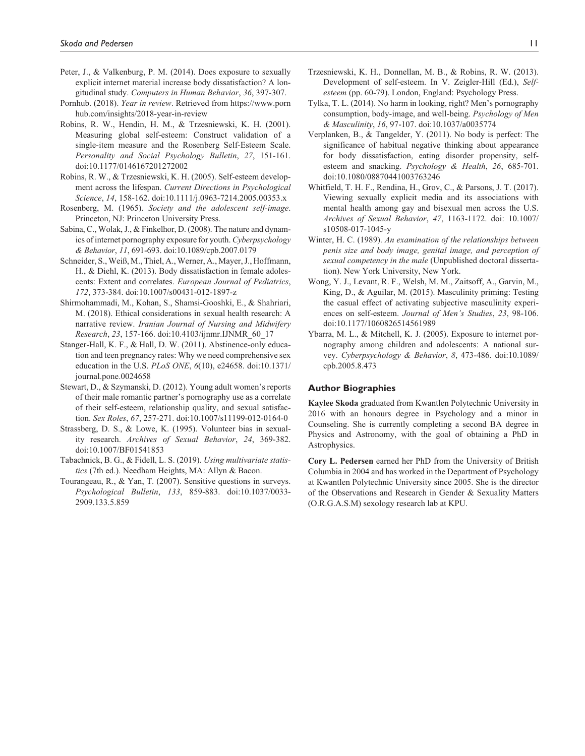Peter, J., & Valkenburg, P. M. (2014). Does exposure to sexually explicit internet material increase body dissatisfaction? A longitudinal study. *Computers in Human Behavior*, *36*, 397-307.

Pornhub. (2018). *Year in review*. Retrieved from https://www.pornhub.com/insights/2018-year-in-review

Robins, R. W., Hendin, H. M., & Trzesniewski, K. H. (2001). Measuring global self-esteem: Construct validation of a single-item measure and the Rosenberg Self-Esteem Scale. *Personality and Social Psychology Bulletin*, *27*, 151-161. doi:10.1177/0146167201272002

Robins, R. W., & Trzesniewski, K. H. (2005). Self-esteem development across the lifespan. *Current Directions in Psychological Science*, *14*, 158-162. doi:10.1111/j.0963-7214.2005.00353.x

Rosenberg, M. (1965). *Society and the adolescent self-image*. Princeton, NJ: Princeton University Press.

Sabina, C., Wolak, J., & Finkelhor, D. (2008). The nature and dynamics of internet pornography exposure for youth. *Cyberpsychology & Behavior*, *11*, 691-693. doi:10.1089/cpb.2007.0179

Schneider, S., Weiß, M., Thiel, A., Werner, A., Mayer, J., Hoffmann, H., & Diehl, K. (2013). Body dissatisfaction in female adolescents: Extent and correlates. *European Journal of Pediatrics*, *172*, 373-384. doi:10.1007/s00431-012-1897-z

Shirmohammadi, M., Kohan, S., Shamsi-Gooshki, E., & Shahriari, M. (2018). Ethical considerations in sexual health research: A narrative review. *Iranian Journal of Nursing and Midwifery Research*, *23*, 157-166. doi:10.4103/ijnmr.IJNMR_60_17

Stanger-Hall, K. F., & Hall, D. W. (2011). Abstinence-only education and teen pregnancy rates: Why we need comprehensive sex education in the U.S. *PLoS ONE*, *6*(10), e24658. doi:10.1371/journal.pone.0024658

Stewart, D., & Szymanski, D. (2012). Young adult women's reports of their male romantic partner's pornography use as a correlate of their self-esteem, relationship quality, and sexual satisfaction. *Sex Roles*, *67*, 257-271. doi:10.1007/s11199-012-0164-0

Strassberg, D. S., & Lowe, K. (1995). Volunteer bias in sexuality research. *Archives of Sexual Behavior*, *24*, 369-382. doi:10.1007/BF01541853

Tabachnick, B. G., & Fidell, L. S. (2019). *Using multivariate statistics* (7th ed.). Needham Heights, MA: Allyn & Bacon.

Tourangeau, R., & Yan, T. (2007). Sensitive questions in surveys. *Psychological Bulletin*, *133*, 859-883. doi:10.1037/0033-2909.133.5.859

Trzesniewski, K. H., Donnellan, M. B., & Robins, R. W. (2013). Development of self-esteem. In V. Zeigler-Hill (Ed.), *Self-esteem* (pp. 60-79). London, England: Psychology Press.

Tylka, T. L. (2014). No harm in looking, right? Men's pornography consumption, body-image, and well-being. *Psychology of Men & Masculinity*, *16*, 97-107. doi:10.1037/a0035774

Verplanken, B., & Tangelder, Y. (2011). No body is perfect: The significance of habitual negative thinking about appearance for body dissatisfaction, eating disorder propensity, self-esteem and snacking. *Psychology & Health*, *26*, 685-701. doi:10.1080/08870441003763246

Whitfield, T. H. F., Rendina, H., Grov, C., & Parsons, J. T. (2017). Viewing sexually explicit media and its associations with mental health among gay and bisexual men across the U.S. *Archives of Sexual Behavior*, *47*, 1163-1172. doi: 10.1007/s10508-017-1045-y

Winter, H. C. (1989). *An examination of the relationships between penis size and body image, genital image, and perception of sexual competency in the male* (Unpublished doctoral dissertation). New York University, New York.

Wong, Y. J., Levant, R. F., Welsh, M. M., Zaitsoff, A., Garvin, M., King, D., & Aguilar, M. (2015). Masculinity priming: Testing the casual effect of activating subjective masculinity experiences on self-esteem. *Journal of Men's Studies*, *23*, 98-106. doi:10.1177/1060826514561989

Ybarra, M. L., & Mitchell, K. J. (2005). Exposure to internet pornography among children and adolescents: A national survey. *Cyberpsychology & Behavior*, *8*, 473-486. doi:10.1089/cpb.2005.8.473

## Author Biographies

**Kaylee Skoda** graduated from Kwantlen Polytechnic University in 2016 with an honours degree in Psychology and a minor in Counseling. She is currently completing a second BA degree in Physics and Astronomy, with the goal of obtaining a PhD in Astrophysics.

**Cory L. Pedersen** earned her PhD from the University of British Columbia in 2004 and has worked in the Department of Psychology at Kwantlen Polytechnic University since 2005. She is the director of the Observations and Research in Gender & Sexuality Matters (O.R.G.A.S.M) sexology research lab at KPU.